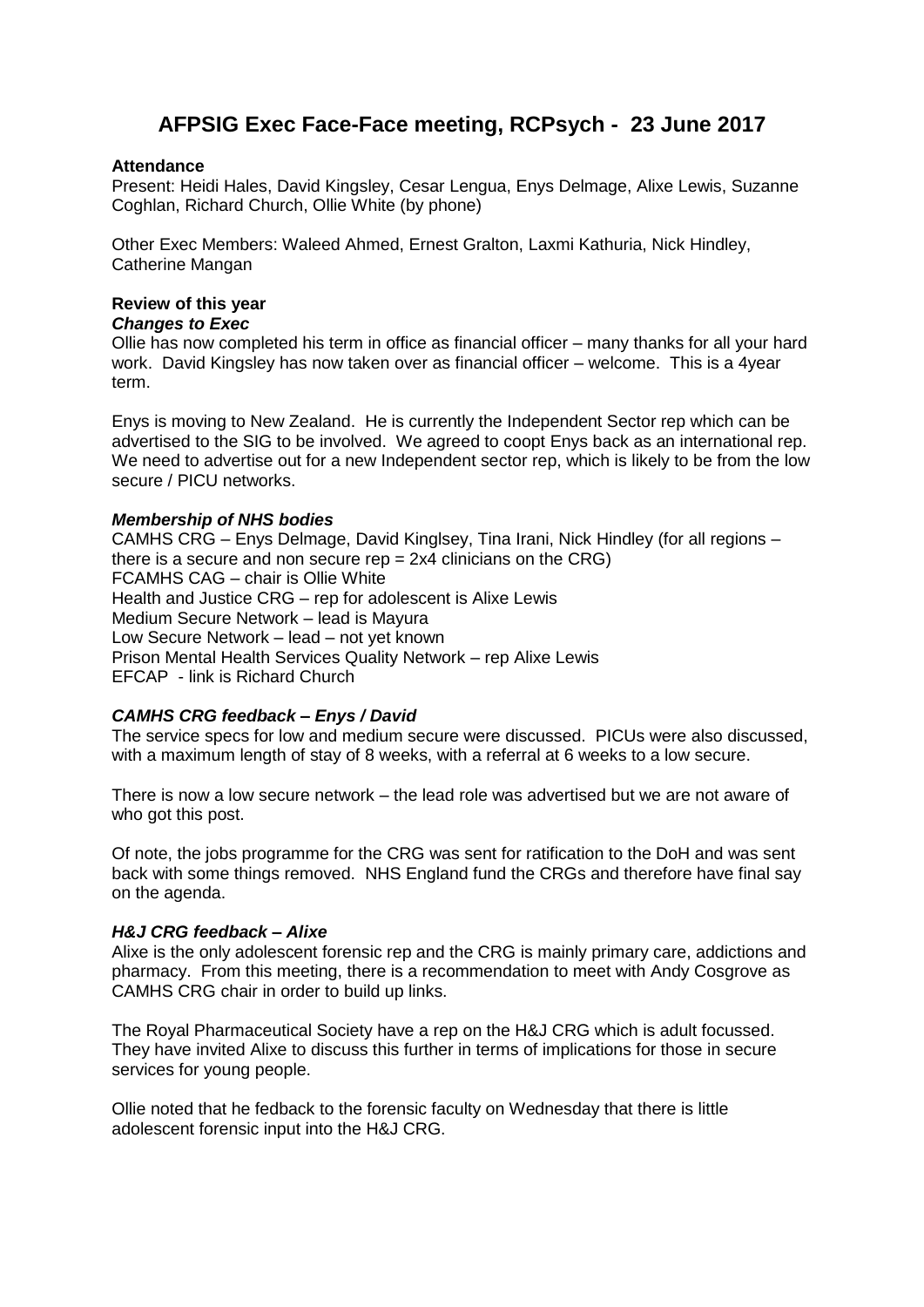# AFPSIG Exec Face-Face meeting, RCPsych - 23 June 2017

**Attendance**

Present: Heidi Hales, David Kingsley, Cesar Lengua, Enys Delmage, Alixe Lewis, Suzanne Coghlan, Richard Church, Ollie White (by phone)

Other Exec Members: Waleed Ahmed, Ernest Gralton, Laxmi Kathuria, Nick Hindley, Catherine Mangan

**Review of this year**

***Changes to Exec***

Ollie has now completed his term in office as financial officer – many thanks for all your hard work. David Kingsley has now taken over as financial officer – welcome. This is a 4year term.

Enys is moving to New Zealand. He is currently the Independent Sector rep which can be advertised to the SIG to be involved. We agreed to coopt Enys back as an international rep. We need to advertise out for a new Independent sector rep, which is likely to be from the low secure / PICU networks.

***Membership of NHS bodies***

CAMHS CRG – Enys Delmage, David Kinglsey, Tina Irani, Nick Hindley (for all regions – there is a secure and non secure rep = 2x4 clinicians on the CRG)
FCAMHS CAG – chair is Ollie White
Health and Justice CRG – rep for adolescent is Alixe Lewis
Medium Secure Network – lead is Mayura
Low Secure Network – lead – not yet known
Prison Mental Health Services Quality Network – rep Alixe Lewis
EFCAP - link is Richard Church

***CAMHS CRG feedback – Enys / David***

The service specs for low and medium secure were discussed. PICUs were also discussed, with a maximum length of stay of 8 weeks, with a referral at 6 weeks to a low secure.

There is now a low secure network – the lead role was advertised but we are not aware of who got this post.

Of note, the jobs programme for the CRG was sent for ratification to the DoH and was sent back with some things removed. NHS England fund the CRGs and therefore have final say on the agenda.

***H&J CRG feedback – Alixe***

Alixe is the only adolescent forensic rep and the CRG is mainly primary care, addictions and pharmacy. From this meeting, there is a recommendation to meet with Andy Cosgrove as CAMHS CRG chair in order to build up links.

The Royal Pharmaceutical Society have a rep on the H&J CRG which is adult focussed. They have invited Alixe to discuss this further in terms of implications for those in secure services for young people.

Ollie noted that he fedback to the forensic faculty on Wednesday that there is little adolescent forensic input into the H&J CRG.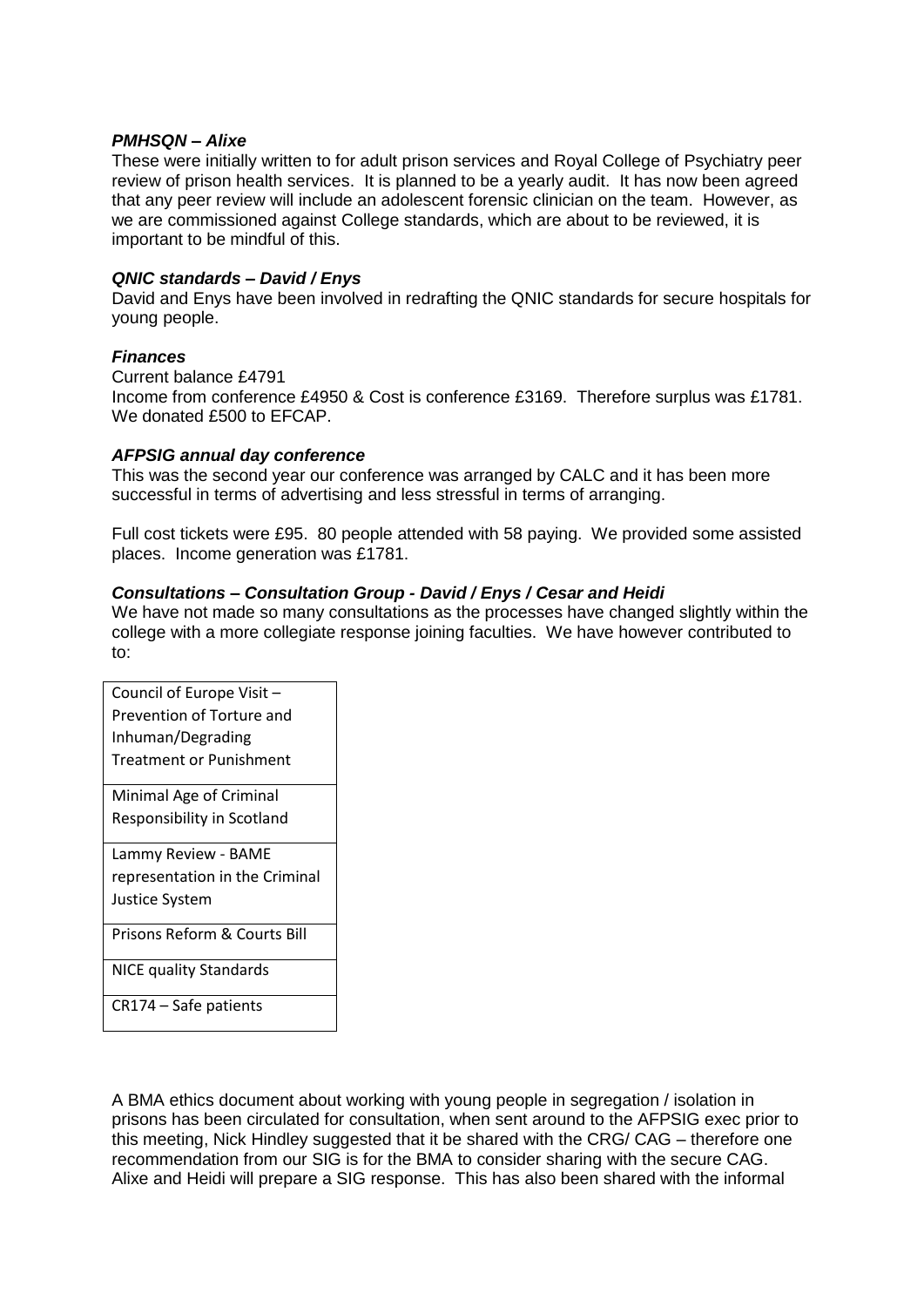***PMHSQN – Alixe***

These were initially written to for adult prison services and Royal College of Psychiatry peer review of prison health services. It is planned to be a yearly audit. It has now been agreed that any peer review will include an adolescent forensic clinician on the team. However, as we are commissioned against College standards, which are about to be reviewed, it is important to be mindful of this.

***QNIC standards – David / Enys***

David and Enys have been involved in redrafting the QNIC standards for secure hospitals for young people.

***Finances***

Current balance £4791
Income from conference £4950 & Cost is conference £3169. Therefore surplus was £1781. We donated £500 to EFCAP.

***AFPSIG annual day conference***

This was the second year our conference was arranged by CALC and it has been more successful in terms of advertising and less stressful in terms of arranging.

Full cost tickets were £95. 80 people attended with 58 paying. We provided some assisted places. Income generation was £1781.

***Consultations – Consultation Group - David / Enys / Cesar and Heidi***

We have not made so many consultations as the processes have changed slightly within the college with a more collegiate response joining faculties. We have however contributed to to:

| Council of Europe Visit – Prevention of Torture and Inhuman/Degrading Treatment or Punishment |
|---|
| Minimal Age of Criminal Responsibility in Scotland |
| Lammy Review - BAME representation in the Criminal Justice System |
| Prisons Reform & Courts Bill |
| NICE quality Standards |
| CR174 – Safe patients |

A BMA ethics document about working with young people in segregation / isolation in prisons has been circulated for consultation, when sent around to the AFPSIG exec prior to this meeting, Nick Hindley suggested that it be shared with the CRG/ CAG – therefore one recommendation from our SIG is for the BMA to consider sharing with the secure CAG. Alixe and Heidi will prepare a SIG response. This has also been shared with the informal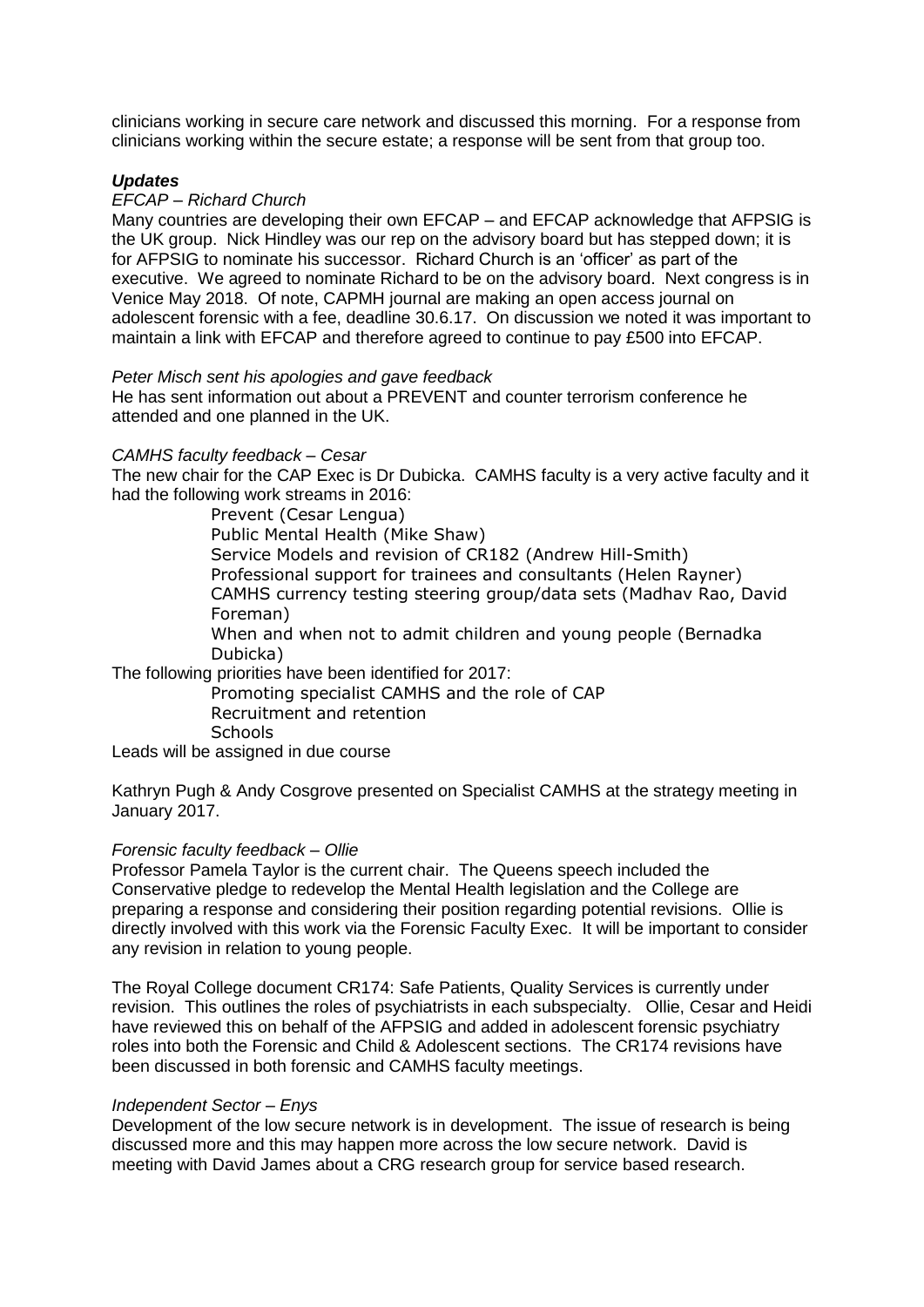clinicians working in secure care network and discussed this morning. For a response from clinicians working within the secure estate; a response will be sent from that group too.

***Updates***

*EFCAP – Richard Church*

Many countries are developing their own EFCAP – and EFCAP acknowledge that AFPSIG is the UK group. Nick Hindley was our rep on the advisory board but has stepped down; it is for AFPSIG to nominate his successor. Richard Church is an 'officer' as part of the executive. We agreed to nominate Richard to be on the advisory board. Next congress is in Venice May 2018. Of note, CAPMH journal are making an open access journal on adolescent forensic with a fee, deadline 30.6.17. On discussion we noted it was important to maintain a link with EFCAP and therefore agreed to continue to pay £500 into EFCAP.

*Peter Misch sent his apologies and gave feedback*

He has sent information out about a PREVENT and counter terrorism conference he attended and one planned in the UK.

*CAMHS faculty feedback – Cesar*

The new chair for the CAP Exec is Dr Dubicka. CAMHS faculty is a very active faculty and it had the following work streams in 2016:

- Prevent (Cesar Lengua)
- Public Mental Health (Mike Shaw)
- Service Models and revision of CR182 (Andrew Hill-Smith)
- Professional support for trainees and consultants (Helen Rayner)
- CAMHS currency testing steering group/data sets (Madhav Rao, David Foreman)
- When and when not to admit children and young people (Bernadka Dubicka)

The following priorities have been identified for 2017:

- Promoting specialist CAMHS and the role of CAP
- Recruitment and retention
- Schools

Leads will be assigned in due course

Kathryn Pugh & Andy Cosgrove presented on Specialist CAMHS at the strategy meeting in January 2017.

*Forensic faculty feedback – Ollie*

Professor Pamela Taylor is the current chair. The Queens speech included the Conservative pledge to redevelop the Mental Health legislation and the College are preparing a response and considering their position regarding potential revisions. Ollie is directly involved with this work via the Forensic Faculty Exec. It will be important to consider any revision in relation to young people.

The Royal College document CR174: Safe Patients, Quality Services is currently under revision. This outlines the roles of psychiatrists in each subspecialty. Ollie, Cesar and Heidi have reviewed this on behalf of the AFPSIG and added in adolescent forensic psychiatry roles into both the Forensic and Child & Adolescent sections. The CR174 revisions have been discussed in both forensic and CAMHS faculty meetings.

*Independent Sector – Enys*

Development of the low secure network is in development. The issue of research is being discussed more and this may happen more across the low secure network. David is meeting with David James about a CRG research group for service based research.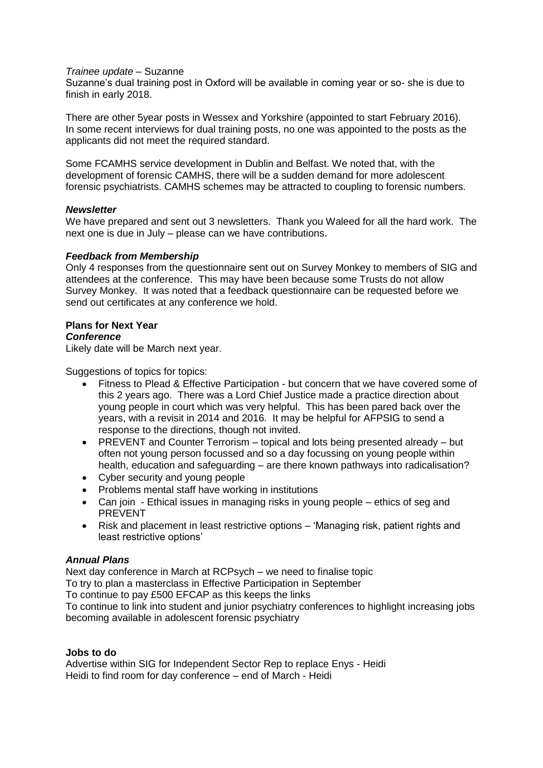*Trainee update* – Suzanne

Suzanne's dual training post in Oxford will be available in coming year or so- she is due to finish in early 2018.

There are other 5year posts in Wessex and Yorkshire (appointed to start February 2016). In some recent interviews for dual training posts, no one was appointed to the posts as the applicants did not meet the required standard.

Some FCAMHS service development in Dublin and Belfast. We noted that, with the development of forensic CAMHS, there will be a sudden demand for more adolescent forensic psychiatrists. CAMHS schemes may be attracted to coupling to forensic numbers.

***Newsletter***

We have prepared and sent out 3 newsletters. Thank you Waleed for all the hard work. The next one is due in July – please can we have contributions.

***Feedback from Membership***

Only 4 responses from the questionnaire sent out on Survey Monkey to members of SIG and attendees at the conference. This may have been because some Trusts do not allow Survey Monkey. It was noted that a feedback questionnaire can be requested before we send out certificates at any conference we hold.

**Plans for Next Year**

***Conference***

Likely date will be March next year.

Suggestions of topics for topics:

- Fitness to Plead & Effective Participation - but concern that we have covered some of this 2 years ago. There was a Lord Chief Justice made a practice direction about young people in court which was very helpful. This has been pared back over the years, with a revisit in 2014 and 2016. It may be helpful for AFPSIG to send a response to the directions, though not invited.
- PREVENT and Counter Terrorism – topical and lots being presented already – but often not young person focussed and so a day focussing on young people within health, education and safeguarding – are there known pathways into radicalisation?
- Cyber security and young people
- Problems mental staff have working in institutions
- Can join - Ethical issues in managing risks in young people – ethics of seg and PREVENT
- Risk and placement in least restrictive options – 'Managing risk, patient rights and least restrictive options'

***Annual Plans***

Next day conference in March at RCPsych – we need to finalise topic
To try to plan a masterclass in Effective Participation in September
To continue to pay £500 EFCAP as this keeps the links
To continue to link into student and junior psychiatry conferences to highlight increasing jobs becoming available in adolescent forensic psychiatry

**Jobs to do**

Advertise within SIG for Independent Sector Rep to replace Enys - Heidi
Heidi to find room for day conference – end of March - Heidi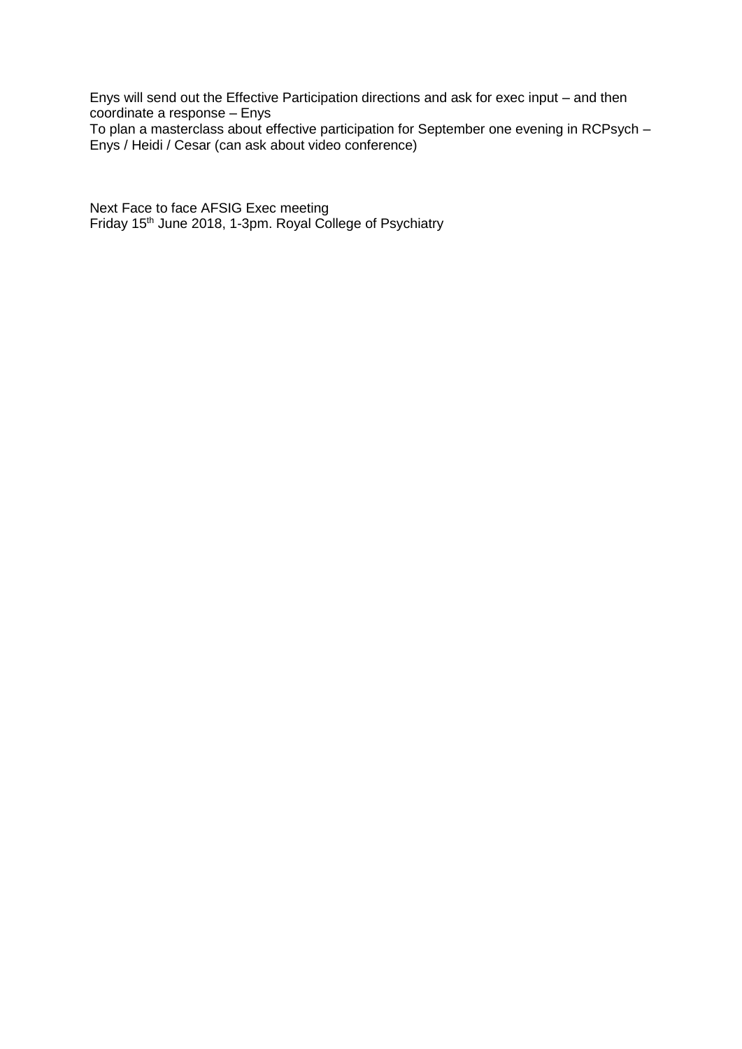Enys will send out the Effective Participation directions and ask for exec input – and then coordinate a response – Enys

To plan a masterclass about effective participation for September one evening in RCPsych – Enys / Heidi / Cesar (can ask about video conference)

Next Face to face AFSIG Exec meeting
Friday 15th June 2018, 1-3pm. Royal College of Psychiatry